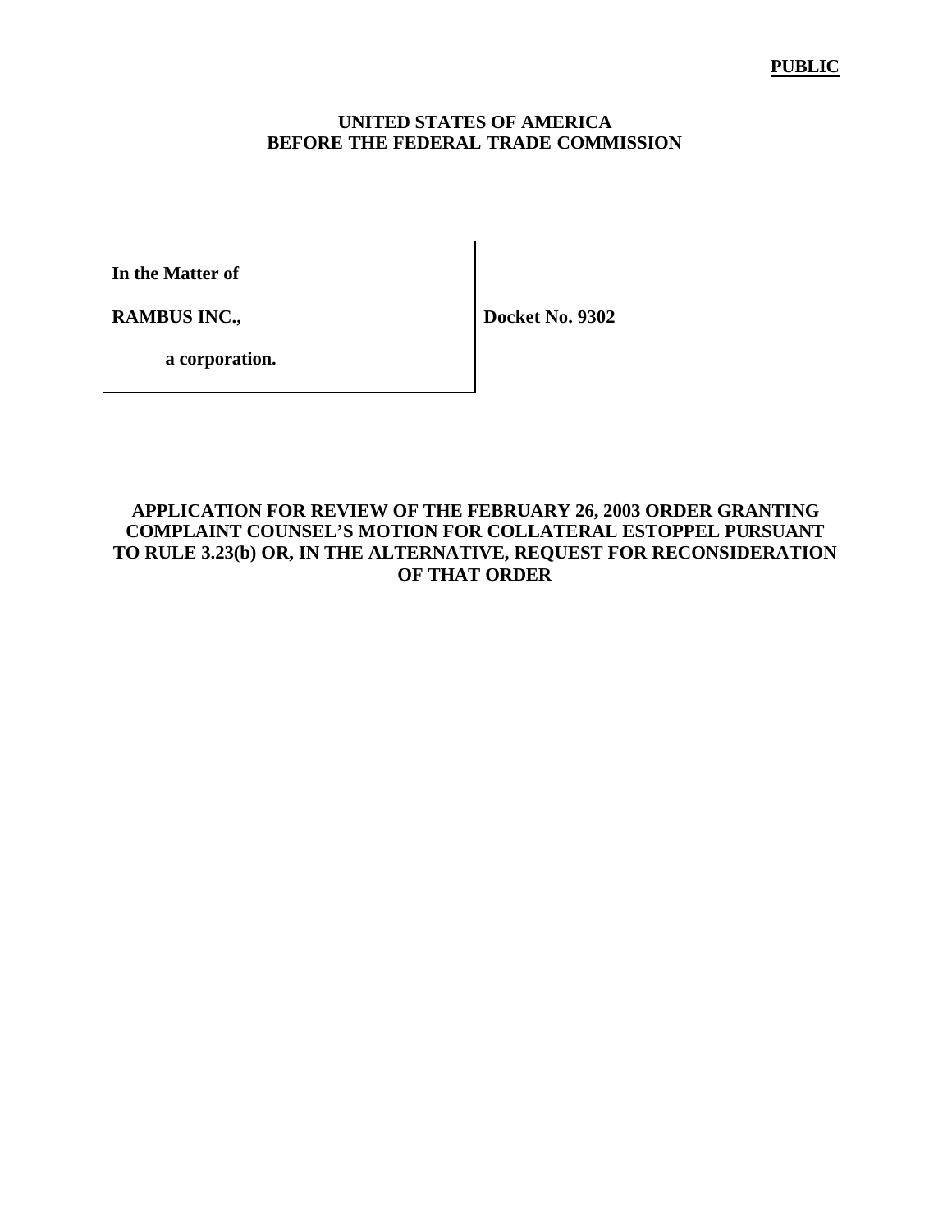**PUBLIC**

**UNITED STATES OF AMERICA**
**BEFORE THE FEDERAL TRADE COMMISSION**

| | |
|---|---|
| **In the Matter of** | |
| **RAMBUS INC.,** | **Docket No. 9302** |
| **a corporation.** | |

**APPLICATION FOR REVIEW OF THE FEBRUARY 26, 2003 ORDER GRANTING COMPLAINT COUNSEL'S MOTION FOR COLLATERAL ESTOPPEL PURSUANT TO RULE 3.23(b) OR, IN THE ALTERNATIVE, REQUEST FOR RECONSIDERATION OF THAT ORDER**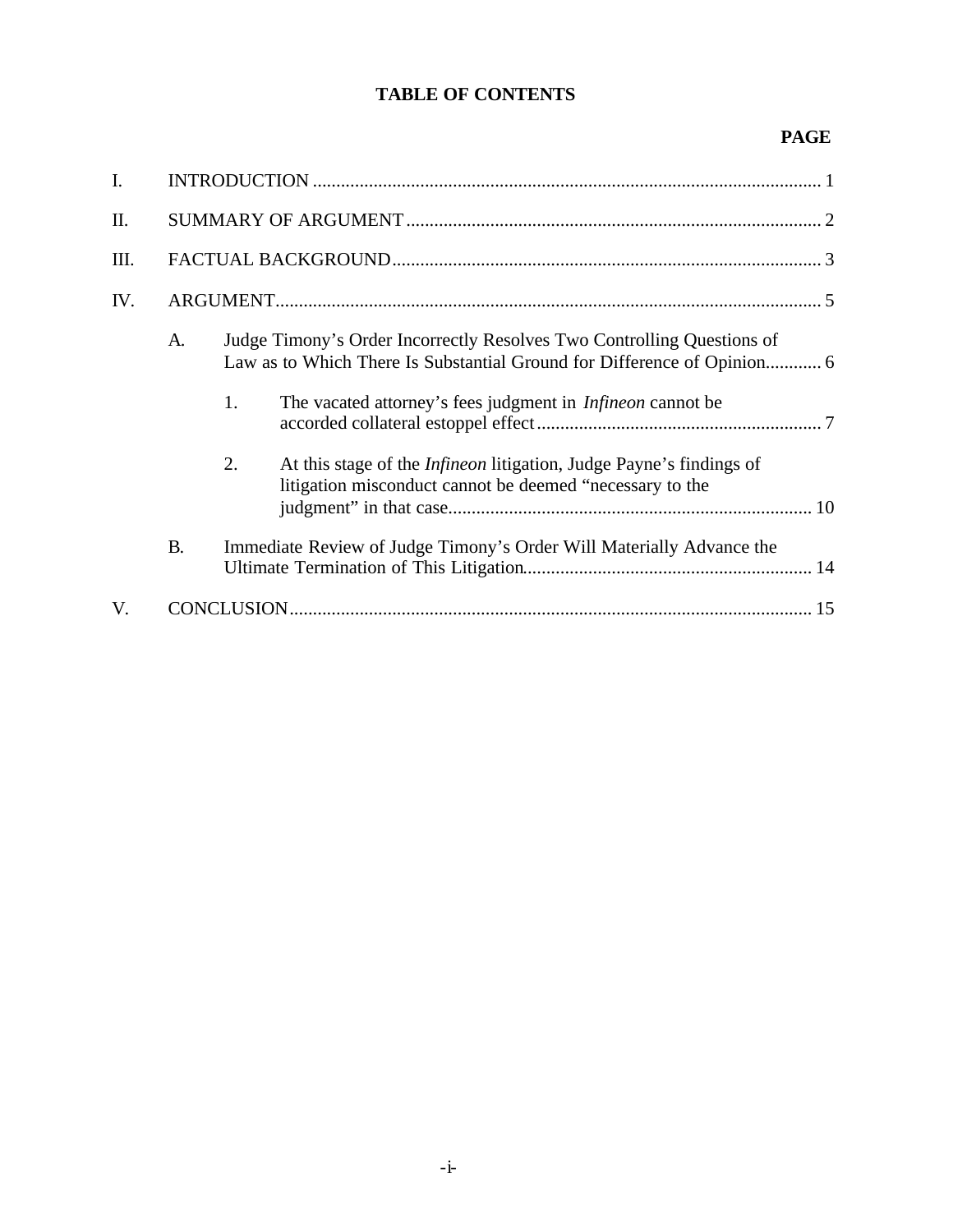# TABLE OF CONTENTS

**PAGE**

I. INTRODUCTION ........................................................................................................ 1

II. SUMMARY OF ARGUMENT ........................................................................................ 2

III. FACTUAL BACKGROUND ........................................................................................... 3

IV. ARGUMENT .................................................................................................................. 5

- A. Judge Timony's Order Incorrectly Resolves Two Controlling Questions of Law as to Which There Is Substantial Ground for Difference of Opinion ............ 6
  - 1. The vacated attorney's fees judgment in *Infineon* cannot be accorded collateral estoppel effect ............................................................ 7
  - 2. At this stage of the *Infineon* litigation, Judge Payne's findings of litigation misconduct cannot be deemed "necessary to the judgment" in that case ............................................................................. 10
- B. Immediate Review of Judge Timony's Order Will Materially Advance the Ultimate Termination of This Litigation ............................................................. 14

V. CONCLUSION ............................................................................................................... 15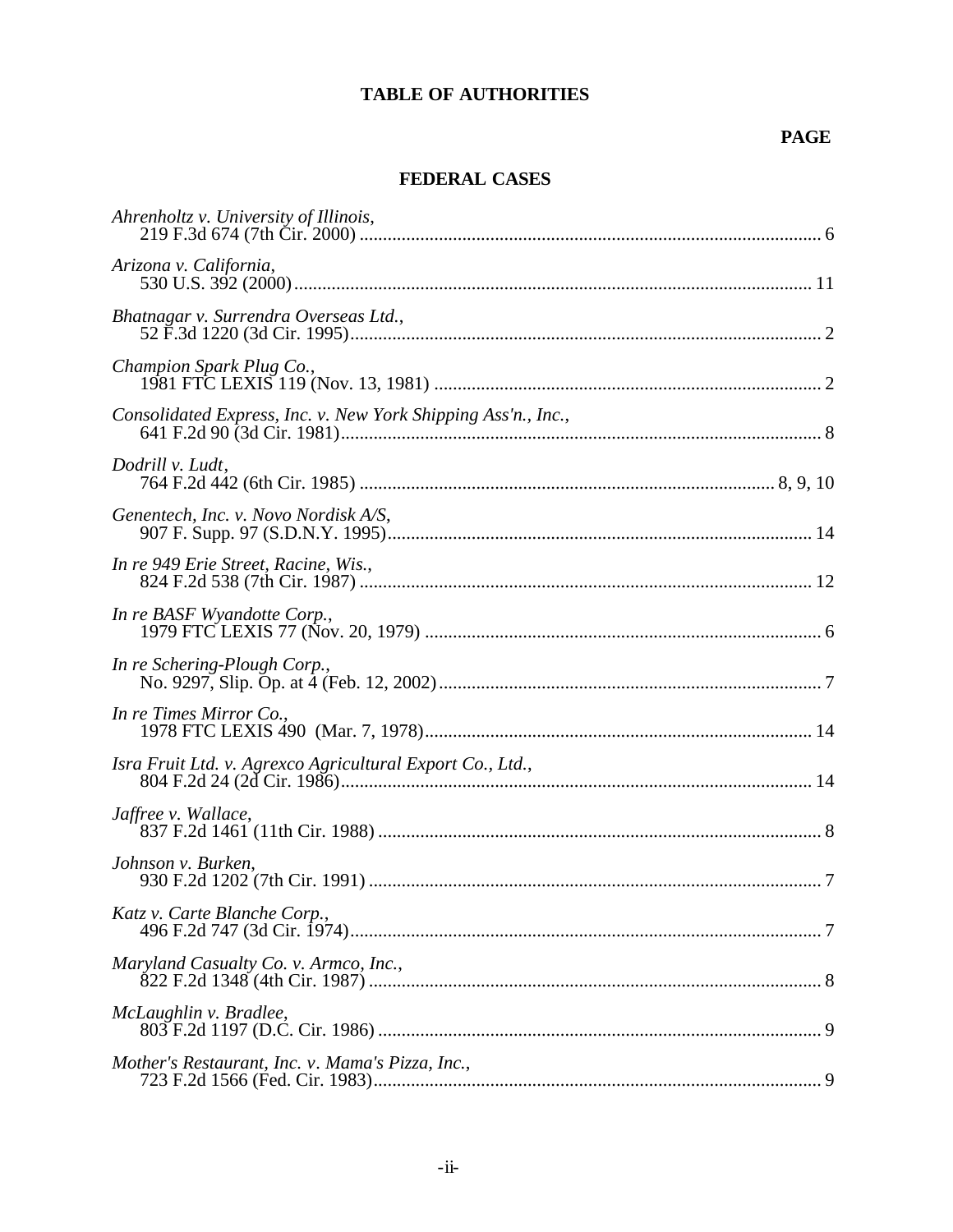# TABLE OF AUTHORITIES

**PAGE**

## FEDERAL CASES

*Ahrenholtz v. University of Illinois*,
219 F.3d 674 (7th Cir. 2000) .................................................................................................. 6

*Arizona v. California*,
530 U.S. 392 (2000)............................................................................................................. 11

*Bhatnagar v. Surrendra Overseas Ltd.*,
52 F.3d 1220 (3d Cir. 1995)................................................................................................... 2

*Champion Spark Plug Co.*,
1981 FTC LEXIS 119 (Nov. 13, 1981) .................................................................................. 2

*Consolidated Express, Inc. v. New York Shipping Ass'n., Inc.*,
641 F.2d 90 (3d Cir. 1981)..................................................................................................... 8

*Dodrill v. Ludt*,
764 F.2d 442 (6th Cir. 1985) ........................................................................................ 8, 9, 10

*Genentech, Inc. v. Novo Nordisk A/S*,
907 F. Supp. 97 (S.D.N.Y. 1995).......................................................................................... 14

*In re 949 Erie Street, Racine, Wis.*,
824 F.2d 538 (7th Cir. 1987) ................................................................................................ 12

*In re BASF Wyandotte Corp.*,
1979 FTC LEXIS 77 (Nov. 20, 1979) .................................................................................... 6

*In re Schering-Plough Corp.*,
No. 9297, Slip. Op. at 4 (Feb. 12, 2002)................................................................................. 7

*In re Times Mirror Co.*,
1978 FTC LEXIS 490 (Mar. 7, 1978).................................................................................. 14

*Isra Fruit Ltd. v. Agrexco Agricultural Export Co., Ltd.*,
804 F.2d 24 (2d Cir. 1986).................................................................................................... 14

*Jaffree v. Wallace*,
837 F.2d 1461 (11th Cir. 1988) .............................................................................................. 8

*Johnson v. Burken*,
930 F.2d 1202 (7th Cir. 1991) ................................................................................................ 7

*Katz v. Carte Blanche Corp.*,
496 F.2d 747 (3d Cir. 1974).................................................................................................... 7

*Maryland Casualty Co. v. Armco, Inc.*,
822 F.2d 1348 (4th Cir. 1987) ................................................................................................ 8

*McLaughlin v. Bradlee*,
803 F.2d 1197 (D.C. Cir. 1986) .............................................................................................. 9

*Mother's Restaurant, Inc. v. Mama's Pizza, Inc.*,
723 F.2d 1566 (Fed. Cir. 1983)............................................................................................... 9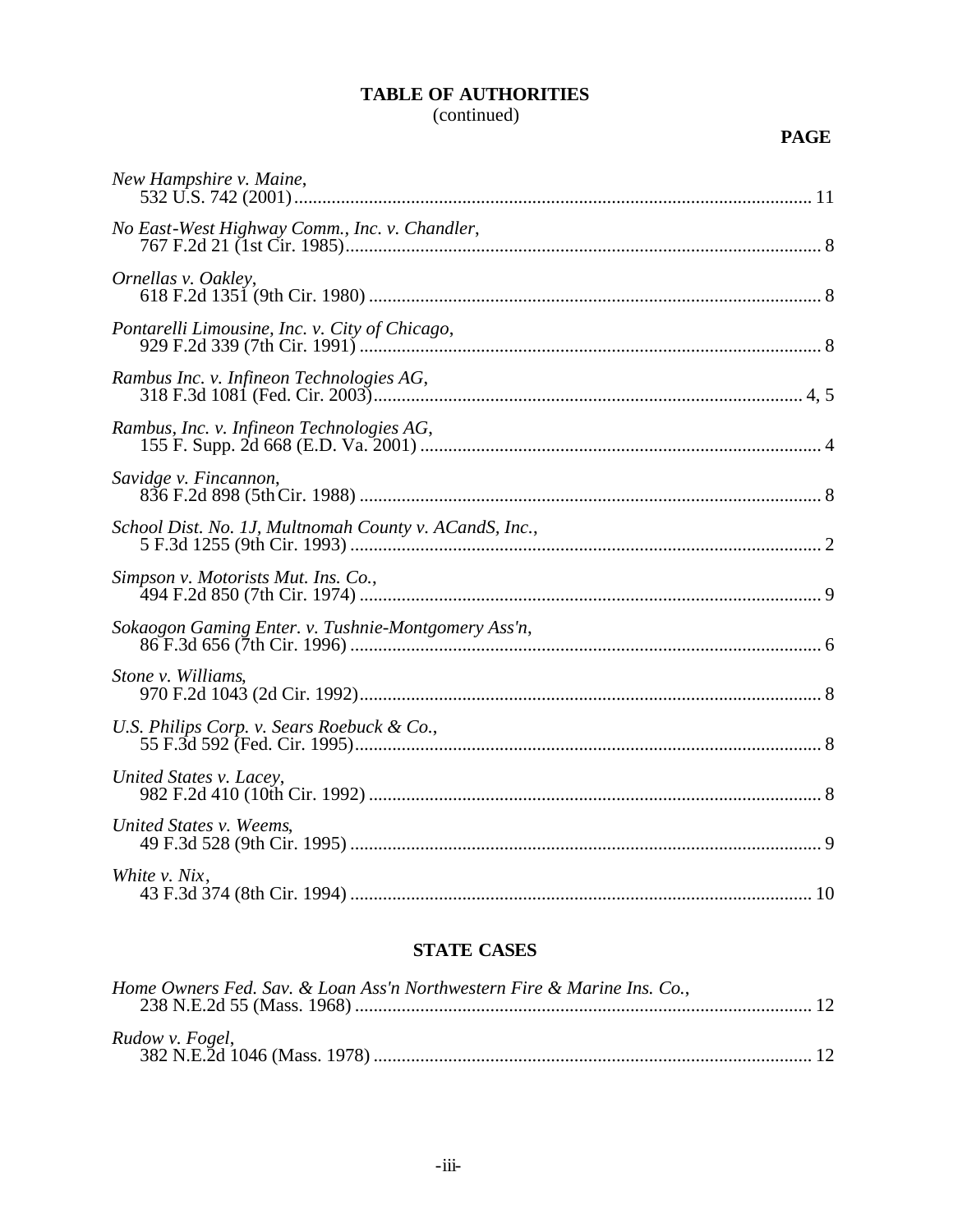**TABLE OF AUTHORITIES**
(continued)

**PAGE**

*New Hampshire v. Maine*,
532 U.S. 742 (2001) .......... 11

*No East-West Highway Comm., Inc. v. Chandler*,
767 F.2d 21 (1st Cir. 1985) .......... 8

*Ornellas v. Oakley*,
618 F.2d 1351 (9th Cir. 1980) .......... 8

*Pontarelli Limousine, Inc. v. City of Chicago*,
929 F.2d 339 (7th Cir. 1991) .......... 8

*Rambus Inc. v. Infineon Technologies AG*,
318 F.3d 1081 (Fed. Cir. 2003) .......... 4, 5

*Rambus, Inc. v. Infineon Technologies AG*,
155 F. Supp. 2d 668 (E.D. Va. 2001) .......... 4

*Savidge v. Fincannon*,
836 F.2d 898 (5th Cir. 1988) .......... 8

*School Dist. No. 1J, Multnomah County v. ACandS, Inc.*,
5 F.3d 1255 (9th Cir. 1993) .......... 2

*Simpson v. Motorists Mut. Ins. Co.*,
494 F.2d 850 (7th Cir. 1974) .......... 9

*Sokaogon Gaming Enter. v. Tushnie-Montgomery Ass'n*,
86 F.3d 656 (7th Cir. 1996) .......... 6

*Stone v. Williams*,
970 F.2d 1043 (2d Cir. 1992) .......... 8

*U.S. Philips Corp. v. Sears Roebuck & Co.*,
55 F.3d 592 (Fed. Cir. 1995) .......... 8

*United States v. Lacey*,
982 F.2d 410 (10th Cir. 1992) .......... 8

*United States v. Weems*,
49 F.3d 528 (9th Cir. 1995) .......... 9

*White v. Nix*,
43 F.3d 374 (8th Cir. 1994) .......... 10

## STATE CASES

*Home Owners Fed. Sav. & Loan Ass'n Northwestern Fire & Marine Ins. Co.*,
238 N.E.2d 55 (Mass. 1968) .......... 12

*Rudow v. Fogel*,
382 N.E.2d 1046 (Mass. 1978) .......... 12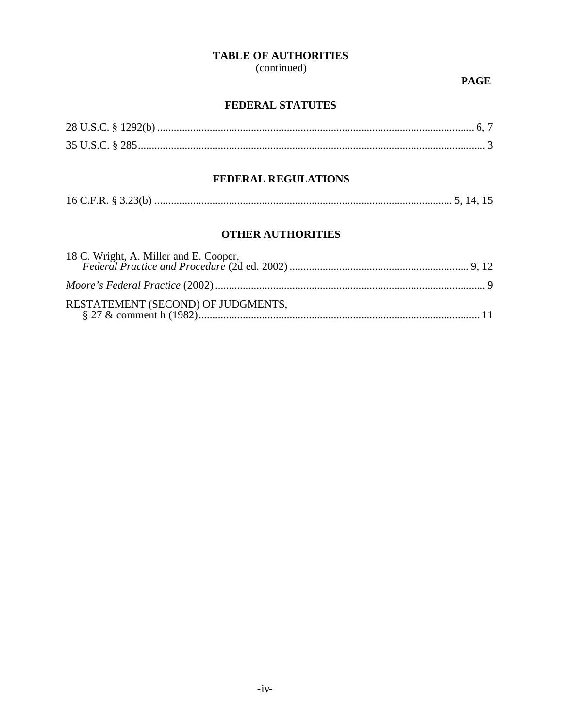## TABLE OF AUTHORITIES
(continued)

**PAGE**

### FEDERAL STATUTES

28 U.S.C. § 1292(b) .................................................................................................................. 6, 7

35 U.S.C. § 285.............................................................................................................................. 3

### FEDERAL REGULATIONS

16 C.F.R. § 3.23(b) ........................................................................................................... 5, 14, 15

### OTHER AUTHORITIES

18 C. Wright, A. Miller and E. Cooper,
*Federal Practice and Procedure* (2d ed. 2002) ................................................................. 9, 12

*Moore's Federal Practice* (2002) .................................................................................................. 9

RESTATEMENT (SECOND) OF JUDGMENTS,
§ 27 & comment h (1982)...................................................................................................... 11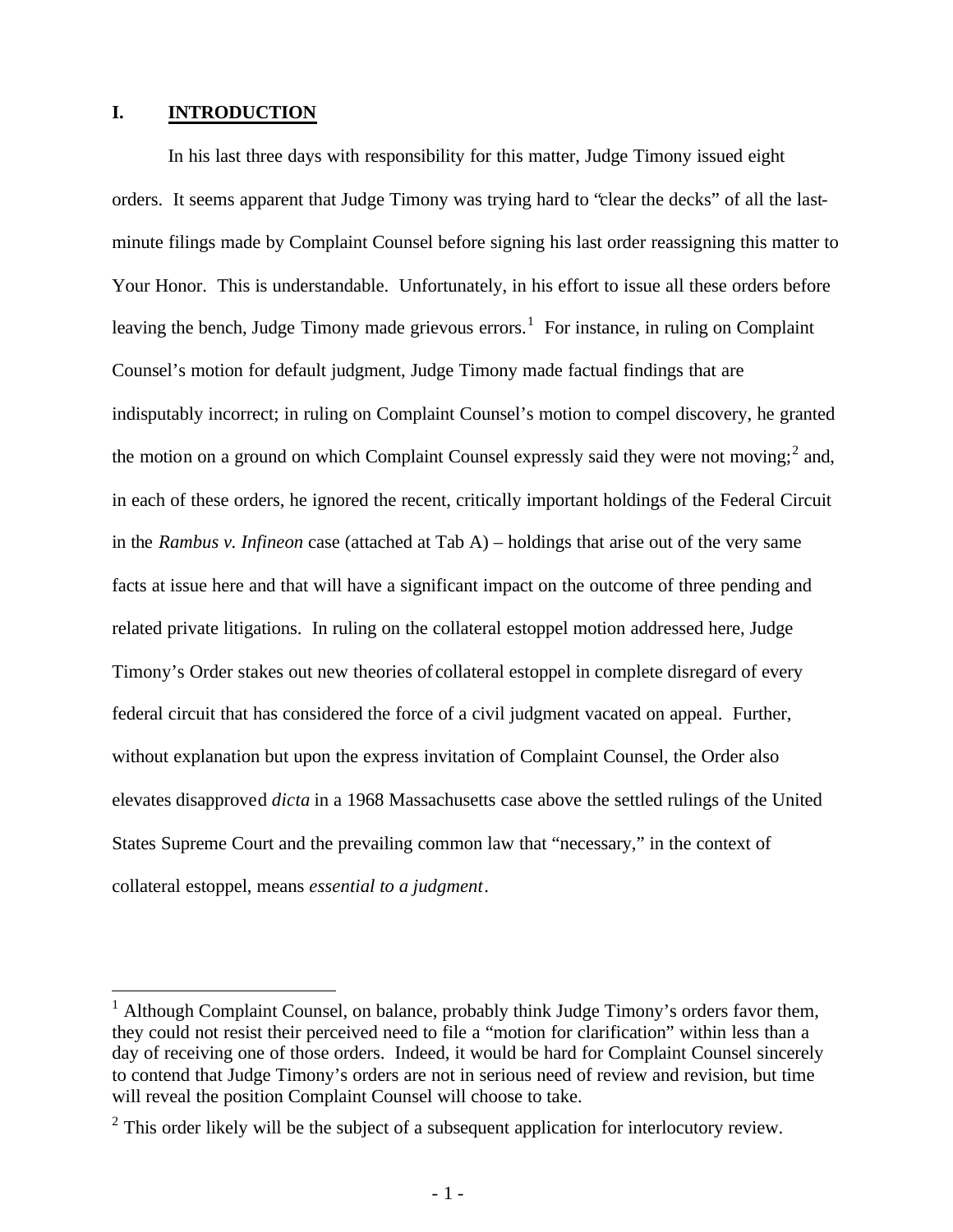## I. **INTRODUCTION**

In his last three days with responsibility for this matter, Judge Timony issued eight orders. It seems apparent that Judge Timony was trying hard to "clear the decks" of all the last-minute filings made by Complaint Counsel before signing his last order reassigning this matter to Your Honor. This is understandable. Unfortunately, in his effort to issue all these orders before leaving the bench, Judge Timony made grievous errors.[1] For instance, in ruling on Complaint Counsel's motion for default judgment, Judge Timony made factual findings that are indisputably incorrect; in ruling on Complaint Counsel's motion to compel discovery, he granted the motion on a ground on which Complaint Counsel expressly said they were not moving;[2] and, in each of these orders, he ignored the recent, critically important holdings of the Federal Circuit in the *Rambus v. Infineon* case (attached at Tab A) – holdings that arise out of the very same facts at issue here and that will have a significant impact on the outcome of three pending and related private litigations. In ruling on the collateral estoppel motion addressed here, Judge Timony's Order stakes out new theories of collateral estoppel in complete disregard of every federal circuit that has considered the force of a civil judgment vacated on appeal. Further, without explanation but upon the express invitation of Complaint Counsel, the Order also elevates disapproved *dicta* in a 1968 Massachusetts case above the settled rulings of the United States Supreme Court and the prevailing common law that "necessary," in the context of collateral estoppel, means *essential to a judgment*.

[1] Although Complaint Counsel, on balance, probably think Judge Timony's orders favor them, they could not resist their perceived need to file a "motion for clarification" within less than a day of receiving one of those orders. Indeed, it would be hard for Complaint Counsel sincerely to contend that Judge Timony's orders are not in serious need of review and revision, but time will reveal the position Complaint Counsel will choose to take.

[2] This order likely will be the subject of a subsequent application for interlocutory review.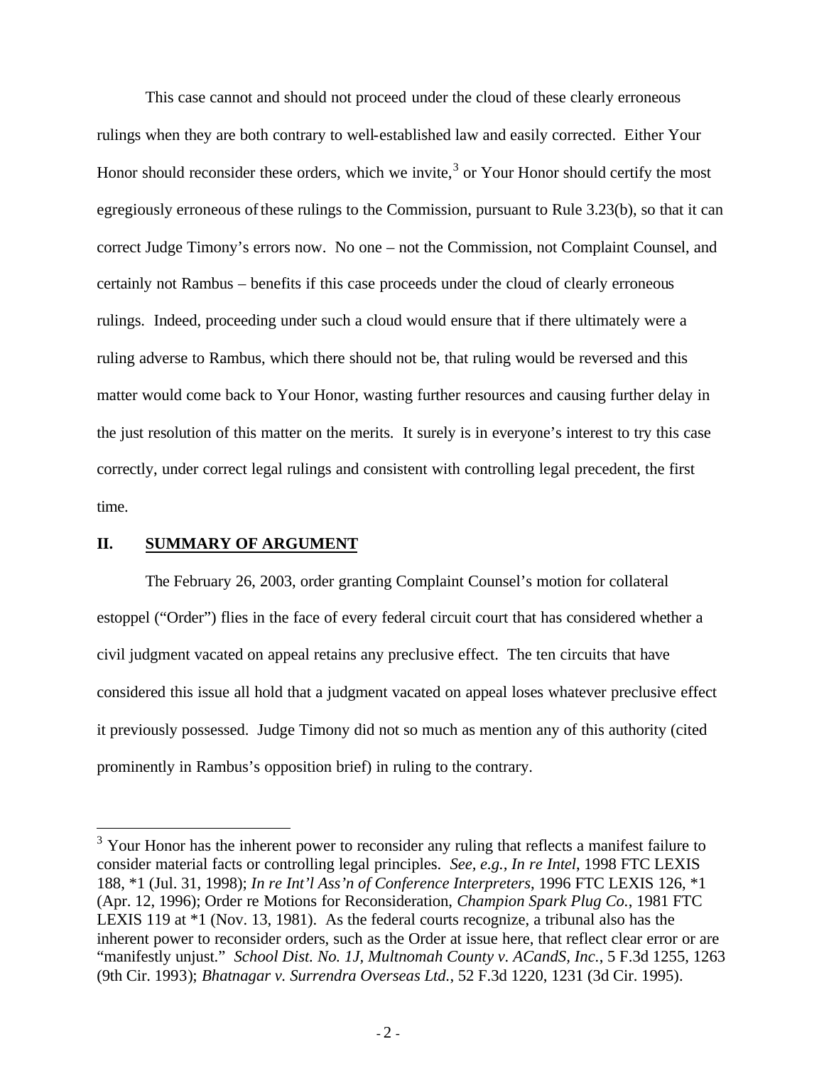This case cannot and should not proceed under the cloud of these clearly erroneous rulings when they are both contrary to well-established law and easily corrected. Either Your Honor should reconsider these orders, which we invite,[3] or Your Honor should certify the most egregiously erroneous of these rulings to the Commission, pursuant to Rule 3.23(b), so that it can correct Judge Timony's errors now. No one – not the Commission, not Complaint Counsel, and certainly not Rambus – benefits if this case proceeds under the cloud of clearly erroneous rulings. Indeed, proceeding under such a cloud would ensure that if there ultimately were a ruling adverse to Rambus, which there should not be, that ruling would be reversed and this matter would come back to Your Honor, wasting further resources and causing further delay in the just resolution of this matter on the merits. It surely is in everyone's interest to try this case correctly, under correct legal rulings and consistent with controlling legal precedent, the first time.

## II. SUMMARY OF ARGUMENT

The February 26, 2003, order granting Complaint Counsel's motion for collateral estoppel ("Order") flies in the face of every federal circuit court that has considered whether a civil judgment vacated on appeal retains any preclusive effect. The ten circuits that have considered this issue all hold that a judgment vacated on appeal loses whatever preclusive effect it previously possessed. Judge Timony did not so much as mention any of this authority (cited prominently in Rambus's opposition brief) in ruling to the contrary.

---

[3] Your Honor has the inherent power to reconsider any ruling that reflects a manifest failure to consider material facts or controlling legal principles. *See, e.g., In re Intel*, 1998 FTC LEXIS 188, *1 (Jul. 31, 1998); *In re Int'l Ass'n of Conference Interpreters*, 1996 FTC LEXIS 126, *1 (Apr. 12, 1996); Order re Motions for Reconsideration, *Champion Spark Plug Co.*, 1981 FTC LEXIS 119 at *1 (Nov. 13, 1981). As the federal courts recognize, a tribunal also has the inherent power to reconsider orders, such as the Order at issue here, that reflect clear error or are "manifestly unjust." *School Dist. No. 1J, Multnomah County v. ACandS, Inc.*, 5 F.3d 1255, 1263 (9th Cir. 1993); *Bhatnagar v. Surrendra Overseas Ltd.*, 52 F.3d 1220, 1231 (3d Cir. 1995).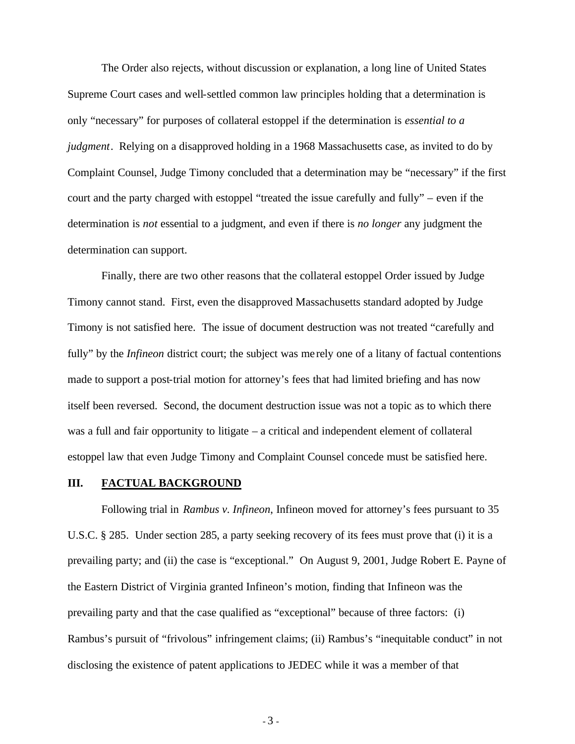The Order also rejects, without discussion or explanation, a long line of United States Supreme Court cases and well-settled common law principles holding that a determination is only "necessary" for purposes of collateral estoppel if the determination is *essential to a judgment*. Relying on a disapproved holding in a 1968 Massachusetts case, as invited to do by Complaint Counsel, Judge Timony concluded that a determination may be "necessary" if the first court and the party charged with estoppel "treated the issue carefully and fully" – even if the determination is *not* essential to a judgment, and even if there is *no longer* any judgment the determination can support.

Finally, there are two other reasons that the collateral estoppel Order issued by Judge Timony cannot stand. First, even the disapproved Massachusetts standard adopted by Judge Timony is not satisfied here. The issue of document destruction was not treated "carefully and fully" by the *Infineon* district court; the subject was merely one of a litany of factual contentions made to support a post-trial motion for attorney's fees that had limited briefing and has now itself been reversed. Second, the document destruction issue was not a topic as to which there was a full and fair opportunity to litigate – a critical and independent element of collateral estoppel law that even Judge Timony and Complaint Counsel concede must be satisfied here.

## III. FACTUAL BACKGROUND

Following trial in *Rambus v. Infineon*, Infineon moved for attorney's fees pursuant to 35 U.S.C. § 285. Under section 285, a party seeking recovery of its fees must prove that (i) it is a prevailing party; and (ii) the case is "exceptional." On August 9, 2001, Judge Robert E. Payne of the Eastern District of Virginia granted Infineon's motion, finding that Infineon was the prevailing party and that the case qualified as "exceptional" because of three factors: (i) Rambus's pursuit of "frivolous" infringement claims; (ii) Rambus's "inequitable conduct" in not disclosing the existence of patent applications to JEDEC while it was a member of that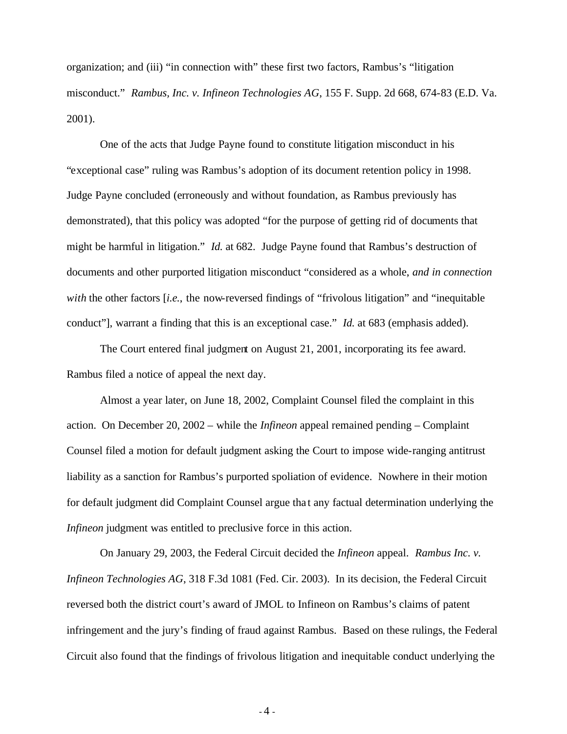organization; and (iii) "in connection with" these first two factors, Rambus's "litigation misconduct." *Rambus, Inc. v. Infineon Technologies AG*, 155 F. Supp. 2d 668, 674-83 (E.D. Va. 2001).

One of the acts that Judge Payne found to constitute litigation misconduct in his "exceptional case" ruling was Rambus's adoption of its document retention policy in 1998. Judge Payne concluded (erroneously and without foundation, as Rambus previously has demonstrated), that this policy was adopted "for the purpose of getting rid of documents that might be harmful in litigation." *Id.* at 682. Judge Payne found that Rambus's destruction of documents and other purported litigation misconduct "considered as a whole, *and in connection with* the other factors [*i.e.*, the now-reversed findings of "frivolous litigation" and "inequitable conduct"], warrant a finding that this is an exceptional case." *Id.* at 683 (emphasis added).

The Court entered final judgment on August 21, 2001, incorporating its fee award. Rambus filed a notice of appeal the next day.

Almost a year later, on June 18, 2002, Complaint Counsel filed the complaint in this action. On December 20, 2002 – while the *Infineon* appeal remained pending – Complaint Counsel filed a motion for default judgment asking the Court to impose wide-ranging antitrust liability as a sanction for Rambus's purported spoliation of evidence. Nowhere in their motion for default judgment did Complaint Counsel argue that any factual determination underlying the *Infineon* judgment was entitled to preclusive force in this action.

On January 29, 2003, the Federal Circuit decided the *Infineon* appeal. *Rambus Inc. v. Infineon Technologies AG*, 318 F.3d 1081 (Fed. Cir. 2003). In its decision, the Federal Circuit reversed both the district court's award of JMOL to Infineon on Rambus's claims of patent infringement and the jury's finding of fraud against Rambus. Based on these rulings, the Federal Circuit also found that the findings of frivolous litigation and inequitable conduct underlying the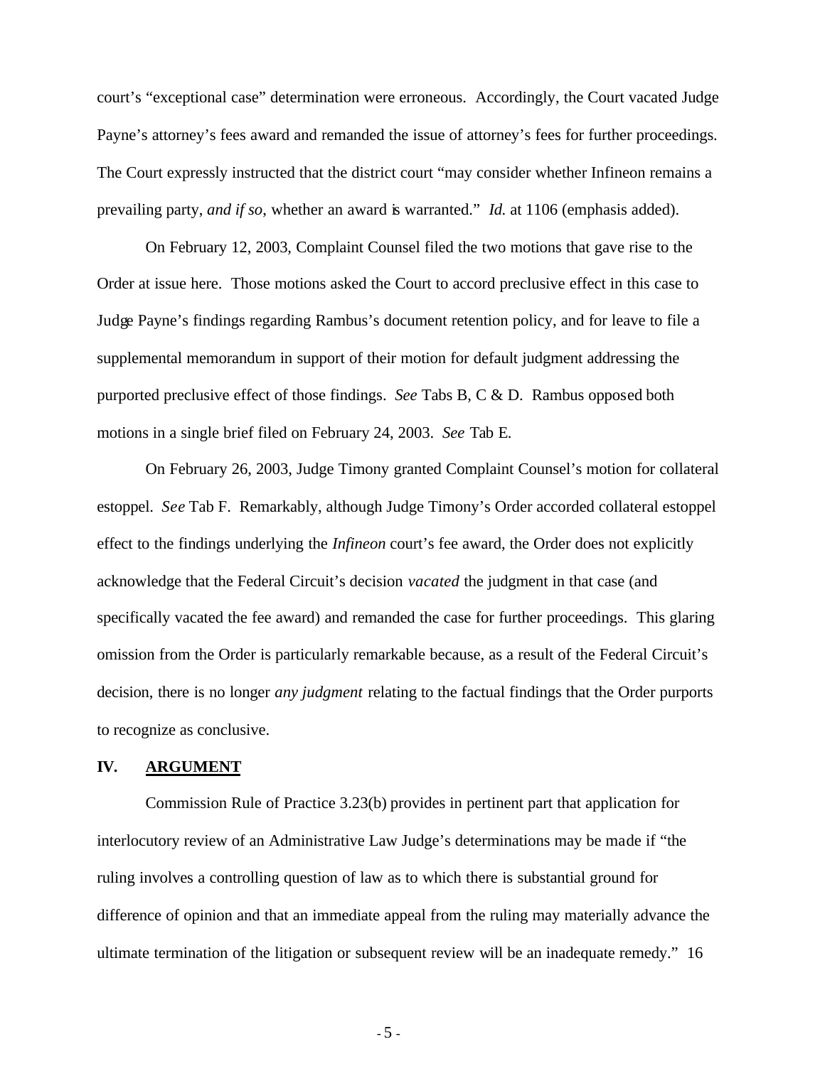court's "exceptional case" determination were erroneous. Accordingly, the Court vacated Judge Payne's attorney's fees award and remanded the issue of attorney's fees for further proceedings. The Court expressly instructed that the district court "may consider whether Infineon remains a prevailing party, *and if so*, whether an award is warranted." *Id.* at 1106 (emphasis added).

On February 12, 2003, Complaint Counsel filed the two motions that gave rise to the Order at issue here. Those motions asked the Court to accord preclusive effect in this case to Judge Payne's findings regarding Rambus's document retention policy, and for leave to file a supplemental memorandum in support of their motion for default judgment addressing the purported preclusive effect of those findings. *See* Tabs B, C & D. Rambus opposed both motions in a single brief filed on February 24, 2003. *See* Tab E.

On February 26, 2003, Judge Timony granted Complaint Counsel's motion for collateral estoppel. *See* Tab F. Remarkably, although Judge Timony's Order accorded collateral estoppel effect to the findings underlying the *Infineon* court's fee award, the Order does not explicitly acknowledge that the Federal Circuit's decision *vacated* the judgment in that case (and specifically vacated the fee award) and remanded the case for further proceedings. This glaring omission from the Order is particularly remarkable because, as a result of the Federal Circuit's decision, there is no longer *any judgment* relating to the factual findings that the Order purports to recognize as conclusive.

## IV. ARGUMENT

Commission Rule of Practice 3.23(b) provides in pertinent part that application for interlocutory review of an Administrative Law Judge's determinations may be made if "the ruling involves a controlling question of law as to which there is substantial ground for difference of opinion and that an immediate appeal from the ruling may materially advance the ultimate termination of the litigation or subsequent review will be an inadequate remedy." 16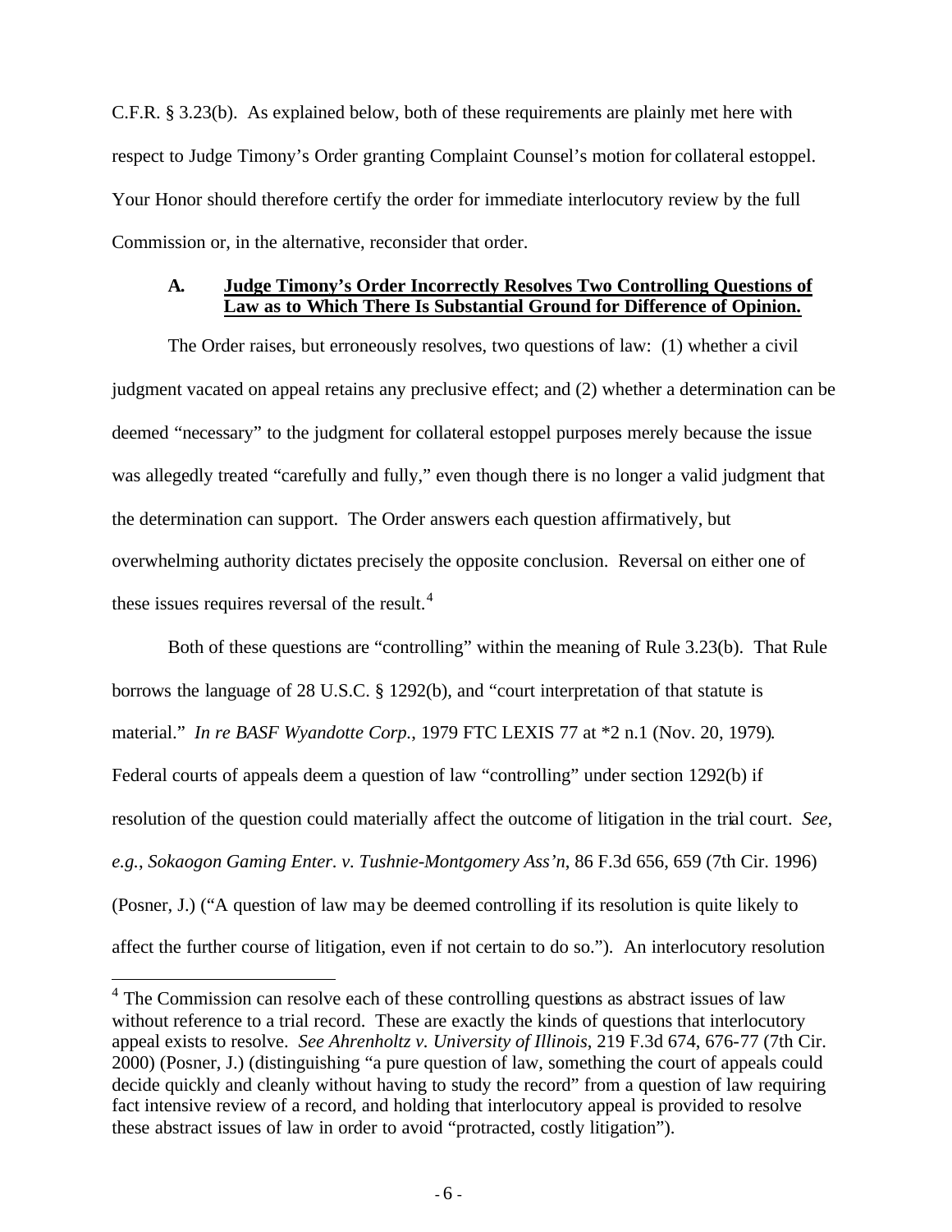C.F.R. § 3.23(b). As explained below, both of these requirements are plainly met here with respect to Judge Timony's Order granting Complaint Counsel's motion for collateral estoppel. Your Honor should therefore certify the order for immediate interlocutory review by the full Commission or, in the alternative, reconsider that order.

### A. Judge Timony's Order Incorrectly Resolves Two Controlling Questions of Law as to Which There Is Substantial Ground for Difference of Opinion.

The Order raises, but erroneously resolves, two questions of law: (1) whether a civil judgment vacated on appeal retains any preclusive effect; and (2) whether a determination can be deemed "necessary" to the judgment for collateral estoppel purposes merely because the issue was allegedly treated "carefully and fully," even though there is no longer a valid judgment that the determination can support. The Order answers each question affirmatively, but overwhelming authority dictates precisely the opposite conclusion. Reversal on either one of these issues requires reversal of the result.[4]

Both of these questions are "controlling" within the meaning of Rule 3.23(b). That Rule borrows the language of 28 U.S.C. § 1292(b), and "court interpretation of that statute is material." *In re BASF Wyandotte Corp.*, 1979 FTC LEXIS 77 at *2 n.1 (Nov. 20, 1979). Federal courts of appeals deem a question of law "controlling" under section 1292(b) if resolution of the question could materially affect the outcome of litigation in the trial court. *See, e.g.*, *Sokaogon Gaming Enter. v. Tushnie-Montgomery Ass'n*, 86 F.3d 656, 659 (7th Cir. 1996) (Posner, J.) ("A question of law may be deemed controlling if its resolution is quite likely to affect the further course of litigation, even if not certain to do so."). An interlocutory resolution

[4] The Commission can resolve each of these controlling questions as abstract issues of law without reference to a trial record. These are exactly the kinds of questions that interlocutory appeal exists to resolve. *See Ahrenholtz v. University of Illinois*, 219 F.3d 674, 676-77 (7th Cir. 2000) (Posner, J.) (distinguishing "a pure question of law, something the court of appeals could decide quickly and cleanly without having to study the record" from a question of law requiring fact intensive review of a record, and holding that interlocutory appeal is provided to resolve these abstract issues of law in order to avoid "protracted, costly litigation").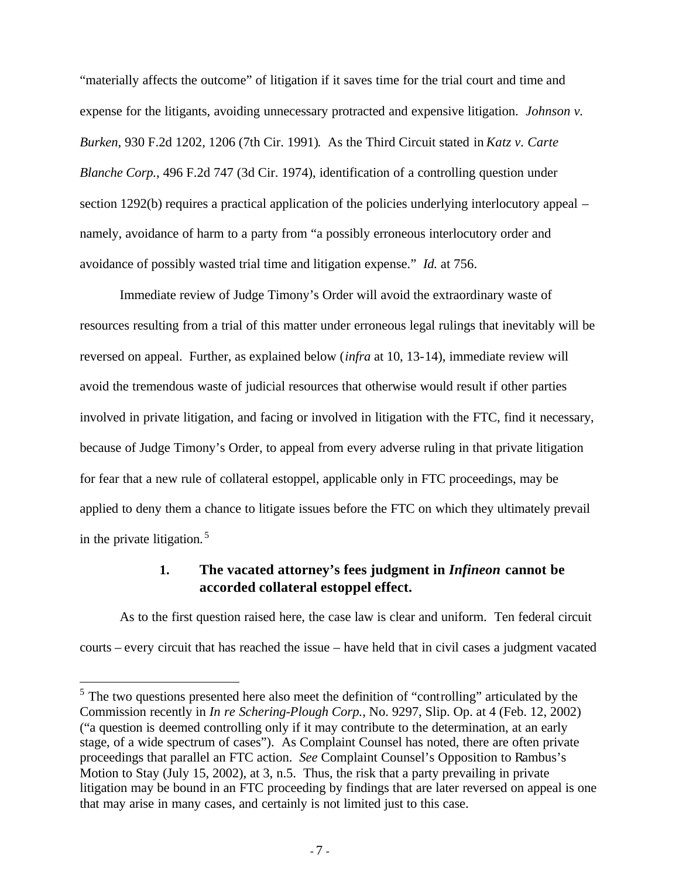"materially affects the outcome" of litigation if it saves time for the trial court and time and expense for the litigants, avoiding unnecessary protracted and expensive litigation. *Johnson v. Burken*, 930 F.2d 1202, 1206 (7th Cir. 1991). As the Third Circuit stated in *Katz v. Carte Blanche Corp.*, 496 F.2d 747 (3d Cir. 1974), identification of a controlling question under section 1292(b) requires a practical application of the policies underlying interlocutory appeal – namely, avoidance of harm to a party from "a possibly erroneous interlocutory order and avoidance of possibly wasted trial time and litigation expense." *Id.* at 756.

Immediate review of Judge Timony's Order will avoid the extraordinary waste of resources resulting from a trial of this matter under erroneous legal rulings that inevitably will be reversed on appeal. Further, as explained below (*infra* at 10, 13-14), immediate review will avoid the tremendous waste of judicial resources that otherwise would result if other parties involved in private litigation, and facing or involved in litigation with the FTC, find it necessary, because of Judge Timony's Order, to appeal from every adverse ruling in that private litigation for fear that a new rule of collateral estoppel, applicable only in FTC proceedings, may be applied to deny them a chance to litigate issues before the FTC on which they ultimately prevail in the private litigation.[5]

### 1. The vacated attorney's fees judgment in *Infineon* cannot be accorded collateral estoppel effect.

As to the first question raised here, the case law is clear and uniform. Ten federal circuit courts – every circuit that has reached the issue – have held that in civil cases a judgment vacated

---

[5] The two questions presented here also meet the definition of "controlling" articulated by the Commission recently in *In re Schering-Plough Corp.*, No. 9297, Slip. Op. at 4 (Feb. 12, 2002) ("a question is deemed controlling only if it may contribute to the determination, at an early stage, of a wide spectrum of cases"). As Complaint Counsel has noted, there are often private proceedings that parallel an FTC action. *See* Complaint Counsel's Opposition to Rambus's Motion to Stay (July 15, 2002), at 3, n.5. Thus, the risk that a party prevailing in private litigation may be bound in an FTC proceeding by findings that are later reversed on appeal is one that may arise in many cases, and certainly is not limited just to this case.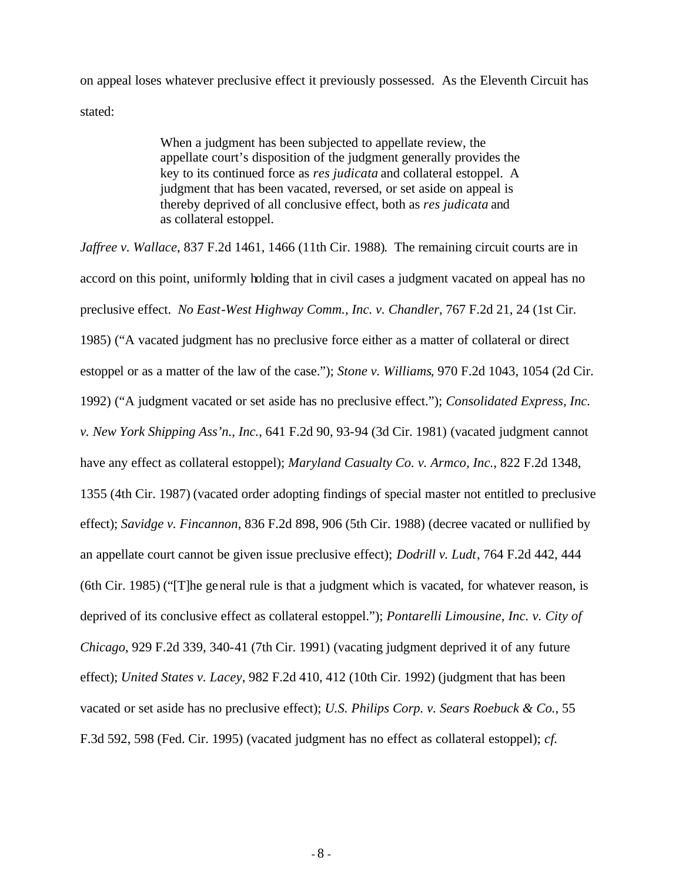on appeal loses whatever preclusive effect it previously possessed. As the Eleventh Circuit has stated:

> When a judgment has been subjected to appellate review, the appellate court's disposition of the judgment generally provides the key to its continued force as *res judicata* and collateral estoppel. A judgment that has been vacated, reversed, or set aside on appeal is thereby deprived of all conclusive effect, both as *res judicata* and as collateral estoppel.

*Jaffree v. Wallace*, 837 F.2d 1461, 1466 (11th Cir. 1988). The remaining circuit courts are in accord on this point, uniformly holding that in civil cases a judgment vacated on appeal has no preclusive effect. *No East-West Highway Comm., Inc. v. Chandler*, 767 F.2d 21, 24 (1st Cir. 1985) ("A vacated judgment has no preclusive force either as a matter of collateral or direct estoppel or as a matter of the law of the case."); *Stone v. Williams*, 970 F.2d 1043, 1054 (2d Cir. 1992) ("A judgment vacated or set aside has no preclusive effect."); *Consolidated Express, Inc. v. New York Shipping Ass'n., Inc.*, 641 F.2d 90, 93-94 (3d Cir. 1981) (vacated judgment cannot have any effect as collateral estoppel); *Maryland Casualty Co. v. Armco, Inc.*, 822 F.2d 1348, 1355 (4th Cir. 1987) (vacated order adopting findings of special master not entitled to preclusive effect); *Savidge v. Fincannon*, 836 F.2d 898, 906 (5th Cir. 1988) (decree vacated or nullified by an appellate court cannot be given issue preclusive effect); *Dodrill v. Ludt*, 764 F.2d 442, 444 (6th Cir. 1985) ("[T]he general rule is that a judgment which is vacated, for whatever reason, is deprived of its conclusive effect as collateral estoppel."); *Pontarelli Limousine, Inc. v. City of Chicago*, 929 F.2d 339, 340-41 (7th Cir. 1991) (vacating judgment deprived it of any future effect); *United States v. Lacey*, 982 F.2d 410, 412 (10th Cir. 1992) (judgment that has been vacated or set aside has no preclusive effect); *U.S. Philips Corp. v. Sears Roebuck & Co.*, 55 F.3d 592, 598 (Fed. Cir. 1995) (vacated judgment has no effect as collateral estoppel); *cf.*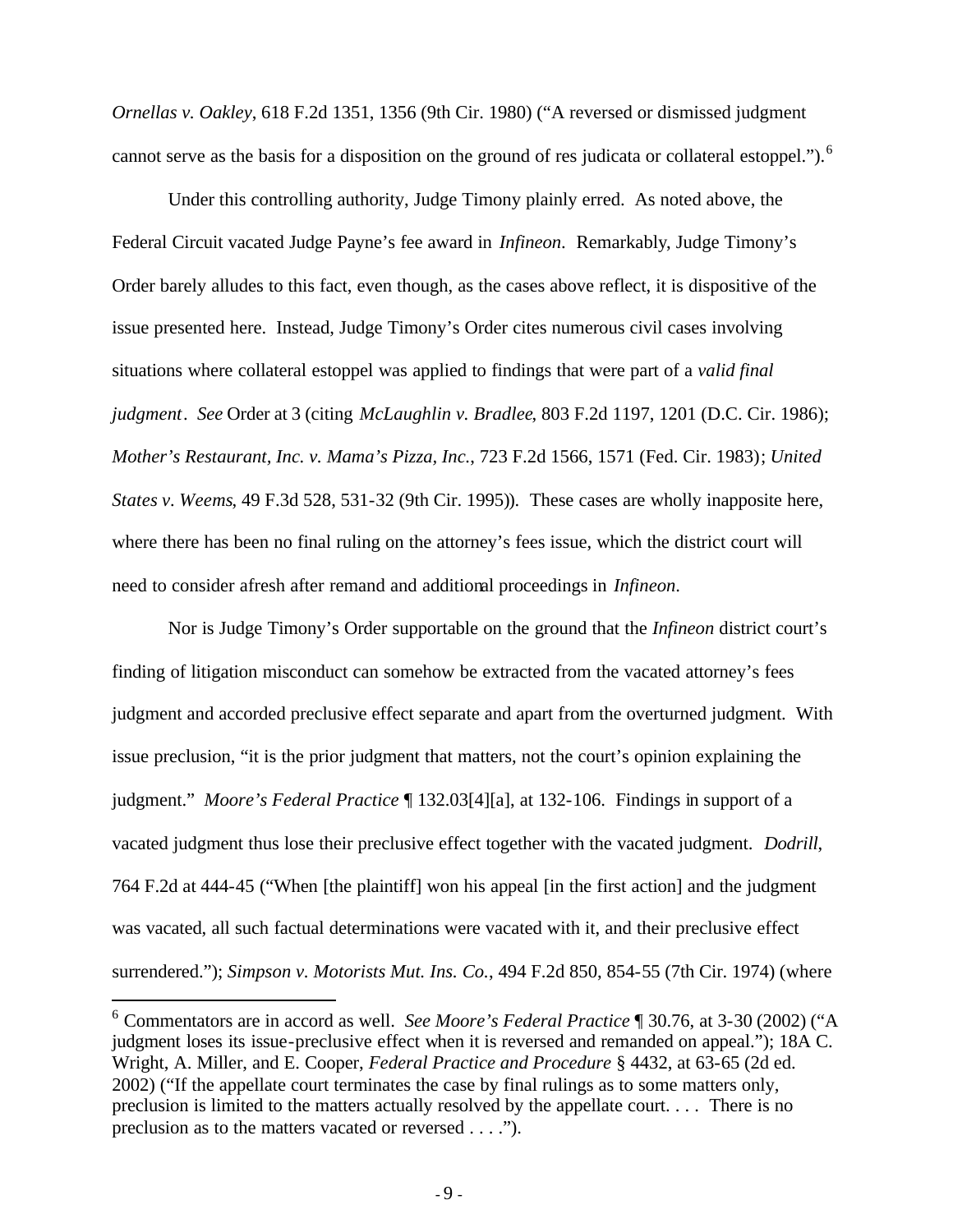*Ornellas v. Oakley*, 618 F.2d 1351, 1356 (9th Cir. 1980) ("A reversed or dismissed judgment cannot serve as the basis for a disposition on the ground of res judicata or collateral estoppel.").[6]

Under this controlling authority, Judge Timony plainly erred. As noted above, the Federal Circuit vacated Judge Payne's fee award in *Infineon*. Remarkably, Judge Timony's Order barely alludes to this fact, even though, as the cases above reflect, it is dispositive of the issue presented here. Instead, Judge Timony's Order cites numerous civil cases involving situations where collateral estoppel was applied to findings that were part of a *valid final judgment*. *See* Order at 3 (citing *McLaughlin v. Bradlee*, 803 F.2d 1197, 1201 (D.C. Cir. 1986); *Mother's Restaurant, Inc. v. Mama's Pizza, Inc.*, 723 F.2d 1566, 1571 (Fed. Cir. 1983); *United States v. Weems*, 49 F.3d 528, 531-32 (9th Cir. 1995)). These cases are wholly inapposite here, where there has been no final ruling on the attorney's fees issue, which the district court will need to consider afresh after remand and additional proceedings in *Infineon*.

Nor is Judge Timony's Order supportable on the ground that the *Infineon* district court's finding of litigation misconduct can somehow be extracted from the vacated attorney's fees judgment and accorded preclusive effect separate and apart from the overturned judgment. With issue preclusion, "it is the prior judgment that matters, not the court's opinion explaining the judgment." *Moore's Federal Practice* ¶ 132.03[4][a], at 132-106. Findings in support of a vacated judgment thus lose their preclusive effect together with the vacated judgment. *Dodrill*, 764 F.2d at 444-45 ("When [the plaintiff] won his appeal [in the first action] and the judgment was vacated, all such factual determinations were vacated with it, and their preclusive effect surrendered."); *Simpson v. Motorists Mut. Ins. Co.*, 494 F.2d 850, 854-55 (7th Cir. 1974) (where

---

[6] Commentators are in accord as well. *See Moore's Federal Practice* ¶ 30.76, at 3-30 (2002) ("A judgment loses its issue-preclusive effect when it is reversed and remanded on appeal."); 18A C. Wright, A. Miller, and E. Cooper, *Federal Practice and Procedure* § 4432, at 63-65 (2d ed. 2002) ("If the appellate court terminates the case by final rulings as to some matters only, preclusion is limited to the matters actually resolved by the appellate court. . . . There is no preclusion as to the matters vacated or reversed . . . .").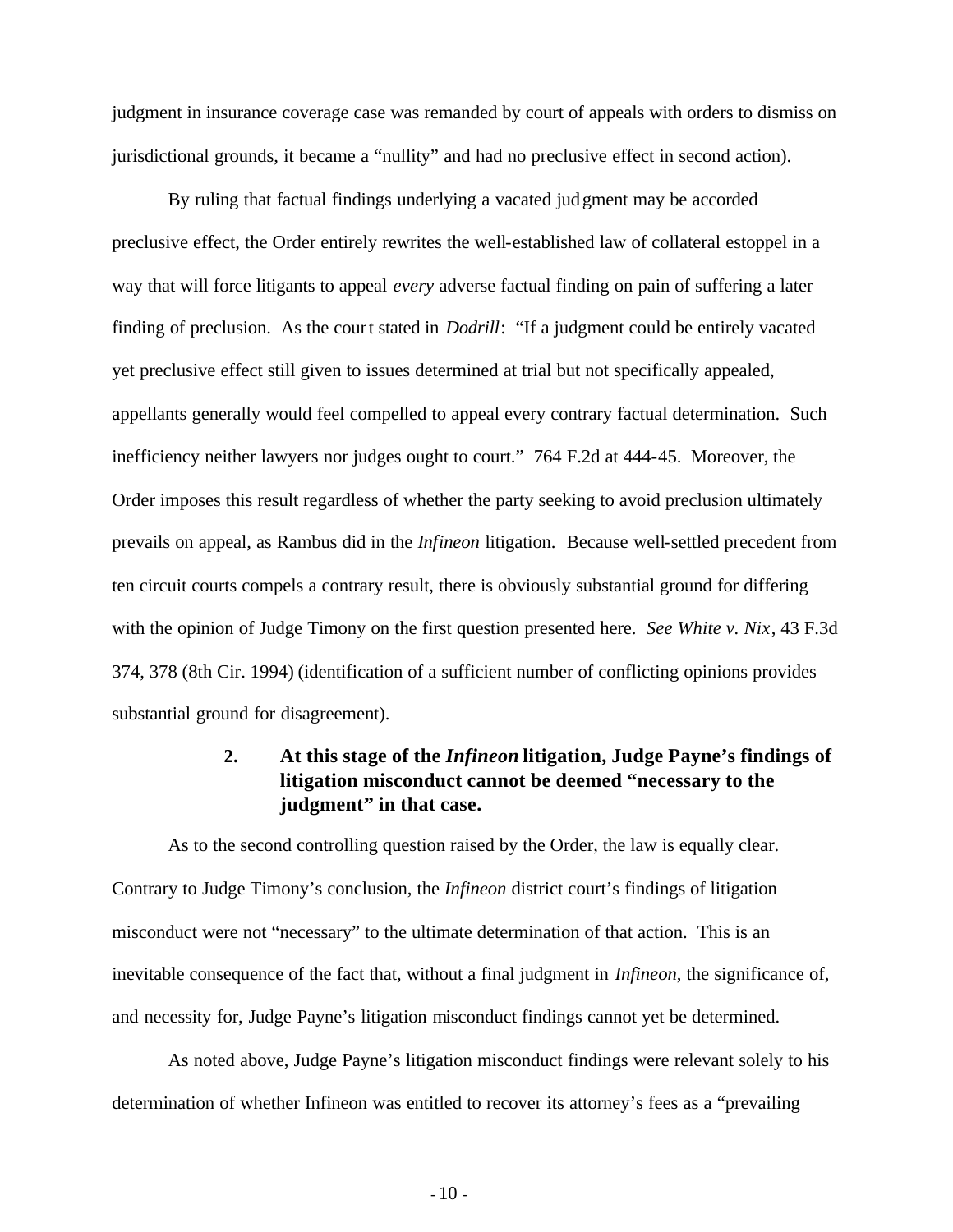judgment in insurance coverage case was remanded by court of appeals with orders to dismiss on jurisdictional grounds, it became a "nullity" and had no preclusive effect in second action).

By ruling that factual findings underlying a vacated judgment may be accorded preclusive effect, the Order entirely rewrites the well-established law of collateral estoppel in a way that will force litigants to appeal *every* adverse factual finding on pain of suffering a later finding of preclusion. As the court stated in *Dodrill*: "If a judgment could be entirely vacated yet preclusive effect still given to issues determined at trial but not specifically appealed, appellants generally would feel compelled to appeal every contrary factual determination. Such inefficiency neither lawyers nor judges ought to court." 764 F.2d at 444-45. Moreover, the Order imposes this result regardless of whether the party seeking to avoid preclusion ultimately prevails on appeal, as Rambus did in the *Infineon* litigation. Because well-settled precedent from ten circuit courts compels a contrary result, there is obviously substantial ground for differing with the opinion of Judge Timony on the first question presented here. *See White v. Nix*, 43 F.3d 374, 378 (8th Cir. 1994) (identification of a sufficient number of conflicting opinions provides substantial ground for disagreement).

**2. At this stage of the *Infineon* litigation, Judge Payne's findings of litigation misconduct cannot be deemed "necessary to the judgment" in that case.**

As to the second controlling question raised by the Order, the law is equally clear. Contrary to Judge Timony's conclusion, the *Infineon* district court's findings of litigation misconduct were not "necessary" to the ultimate determination of that action. This is an inevitable consequence of the fact that, without a final judgment in *Infineon*, the significance of, and necessity for, Judge Payne's litigation misconduct findings cannot yet be determined.

As noted above, Judge Payne's litigation misconduct findings were relevant solely to his determination of whether Infineon was entitled to recover its attorney's fees as a "prevailing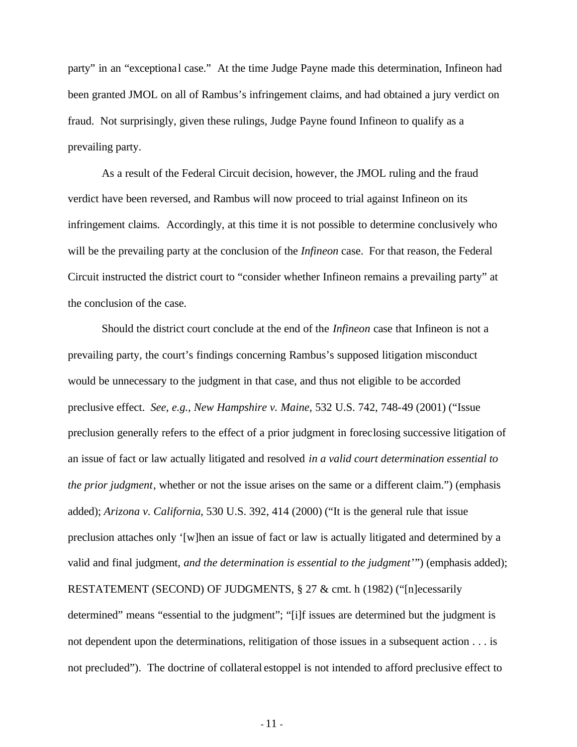party" in an "exceptional case." At the time Judge Payne made this determination, Infineon had been granted JMOL on all of Rambus's infringement claims, and had obtained a jury verdict on fraud. Not surprisingly, given these rulings, Judge Payne found Infineon to qualify as a prevailing party.

As a result of the Federal Circuit decision, however, the JMOL ruling and the fraud verdict have been reversed, and Rambus will now proceed to trial against Infineon on its infringement claims. Accordingly, at this time it is not possible to determine conclusively who will be the prevailing party at the conclusion of the *Infineon* case. For that reason, the Federal Circuit instructed the district court to "consider whether Infineon remains a prevailing party" at the conclusion of the case.

Should the district court conclude at the end of the *Infineon* case that Infineon is not a prevailing party, the court's findings concerning Rambus's supposed litigation misconduct would be unnecessary to the judgment in that case, and thus not eligible to be accorded preclusive effect. *See, e.g., New Hampshire v. Maine*, 532 U.S. 742, 748-49 (2001) ("Issue preclusion generally refers to the effect of a prior judgment in foreclosing successive litigation of an issue of fact or law actually litigated and resolved *in a valid court determination essential to the prior judgment*, whether or not the issue arises on the same or a different claim.") (emphasis added); *Arizona v. California*, 530 U.S. 392, 414 (2000) ("It is the general rule that issue preclusion attaches only '[w]hen an issue of fact or law is actually litigated and determined by a valid and final judgment, *and the determination is essential to the judgment*'") (emphasis added); RESTATEMENT (SECOND) OF JUDGMENTS, § 27 & cmt. h (1982) ("[n]ecessarily determined" means "essential to the judgment"; "[i]f issues are determined but the judgment is not dependent upon the determinations, relitigation of those issues in a subsequent action . . . is not precluded"). The doctrine of collateral estoppel is not intended to afford preclusive effect to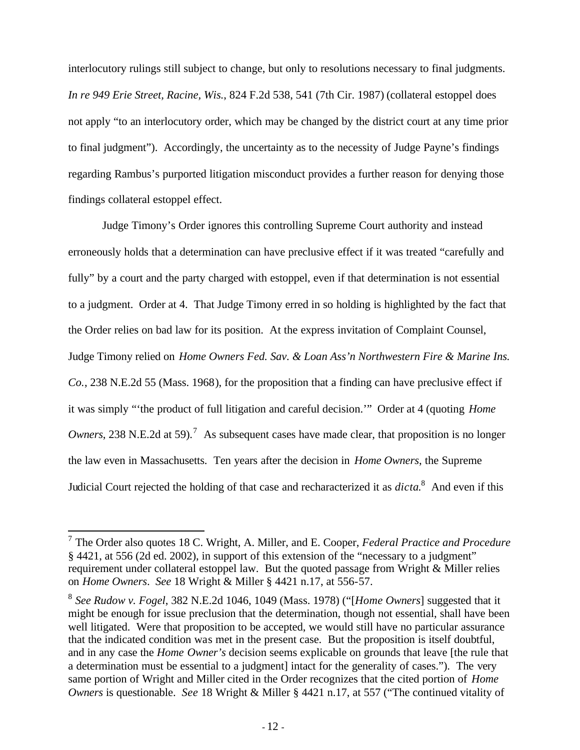interlocutory rulings still subject to change, but only to resolutions necessary to final judgments. *In re 949 Erie Street, Racine, Wis.*, 824 F.2d 538, 541 (7th Cir. 1987) (collateral estoppel does not apply "to an interlocutory order, which may be changed by the district court at any time prior to final judgment"). Accordingly, the uncertainty as to the necessity of Judge Payne's findings regarding Rambus's purported litigation misconduct provides a further reason for denying those findings collateral estoppel effect.

Judge Timony's Order ignores this controlling Supreme Court authority and instead erroneously holds that a determination can have preclusive effect if it was treated "carefully and fully" by a court and the party charged with estoppel, even if that determination is not essential to a judgment. Order at 4. That Judge Timony erred in so holding is highlighted by the fact that the Order relies on bad law for its position. At the express invitation of Complaint Counsel, Judge Timony relied on *Home Owners Fed. Sav. & Loan Ass'n Northwestern Fire & Marine Ins. Co.*, 238 N.E.2d 55 (Mass. 1968), for the proposition that a finding can have preclusive effect if it was simply "'the product of full litigation and careful decision.'" Order at 4 (quoting *Home Owners*, 238 N.E.2d at 59).[7] As subsequent cases have made clear, that proposition is no longer the law even in Massachusetts. Ten years after the decision in *Home Owners*, the Supreme Judicial Court rejected the holding of that case and recharacterized it as *dicta*.[8] And even if this

---

[7] The Order also quotes 18 C. Wright, A. Miller, and E. Cooper, *Federal Practice and Procedure* § 4421, at 556 (2d ed. 2002), in support of this extension of the "necessary to a judgment" requirement under collateral estoppel law. But the quoted passage from Wright & Miller relies on *Home Owners*. *See* 18 Wright & Miller § 4421 n.17, at 556-57.

[8] *See Rudow v. Fogel*, 382 N.E.2d 1046, 1049 (Mass. 1978) ("[*Home Owners*] suggested that it might be enough for issue preclusion that the determination, though not essential, shall have been well litigated. Were that proposition to be accepted, we would still have no particular assurance that the indicated condition was met in the present case. But the proposition is itself doubtful, and in any case the *Home Owner's* decision seems explicable on grounds that leave [the rule that a determination must be essential to a judgment] intact for the generality of cases."). The very same portion of Wright and Miller cited in the Order recognizes that the cited portion of *Home Owners* is questionable. *See* 18 Wright & Miller § 4421 n.17, at 557 ("The continued vitality of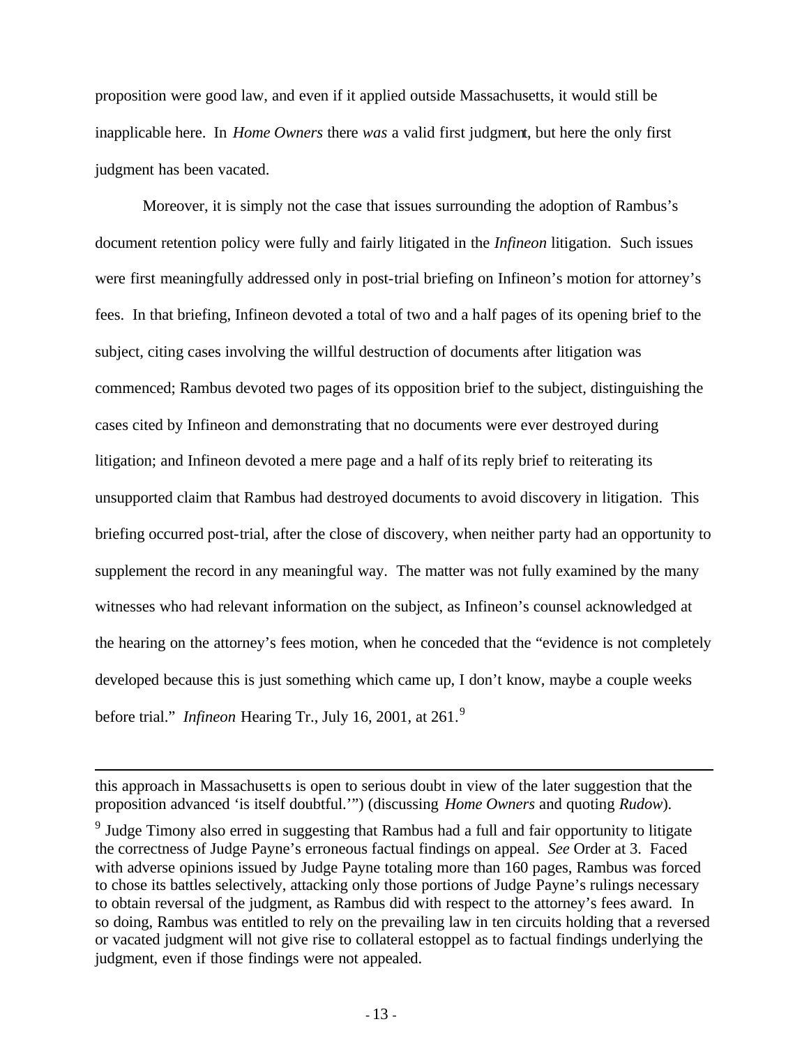proposition were good law, and even if it applied outside Massachusetts, it would still be inapplicable here. In *Home Owners* there *was* a valid first judgment, but here the only first judgment has been vacated.

Moreover, it is simply not the case that issues surrounding the adoption of Rambus's document retention policy were fully and fairly litigated in the *Infineon* litigation. Such issues were first meaningfully addressed only in post-trial briefing on Infineon's motion for attorney's fees. In that briefing, Infineon devoted a total of two and a half pages of its opening brief to the subject, citing cases involving the willful destruction of documents after litigation was commenced; Rambus devoted two pages of its opposition brief to the subject, distinguishing the cases cited by Infineon and demonstrating that no documents were ever destroyed during litigation; and Infineon devoted a mere page and a half of its reply brief to reiterating its unsupported claim that Rambus had destroyed documents to avoid discovery in litigation. This briefing occurred post-trial, after the close of discovery, when neither party had an opportunity to supplement the record in any meaningful way. The matter was not fully examined by the many witnesses who had relevant information on the subject, as Infineon's counsel acknowledged at the hearing on the attorney's fees motion, when he conceded that the "evidence is not completely developed because this is just something which came up, I don't know, maybe a couple weeks before trial." *Infineon* Hearing Tr., July 16, 2001, at 261.[9]

---

this approach in Massachusetts is open to serious doubt in view of the later suggestion that the proposition advanced 'is itself doubtful.'") (discussing *Home Owners* and quoting *Rudow*).

[9] Judge Timony also erred in suggesting that Rambus had a full and fair opportunity to litigate the correctness of Judge Payne's erroneous factual findings on appeal. *See* Order at 3. Faced with adverse opinions issued by Judge Payne totaling more than 160 pages, Rambus was forced to chose its battles selectively, attacking only those portions of Judge Payne's rulings necessary to obtain reversal of the judgment, as Rambus did with respect to the attorney's fees award. In so doing, Rambus was entitled to rely on the prevailing law in ten circuits holding that a reversed or vacated judgment will not give rise to collateral estoppel as to factual findings underlying the judgment, even if those findings were not appealed.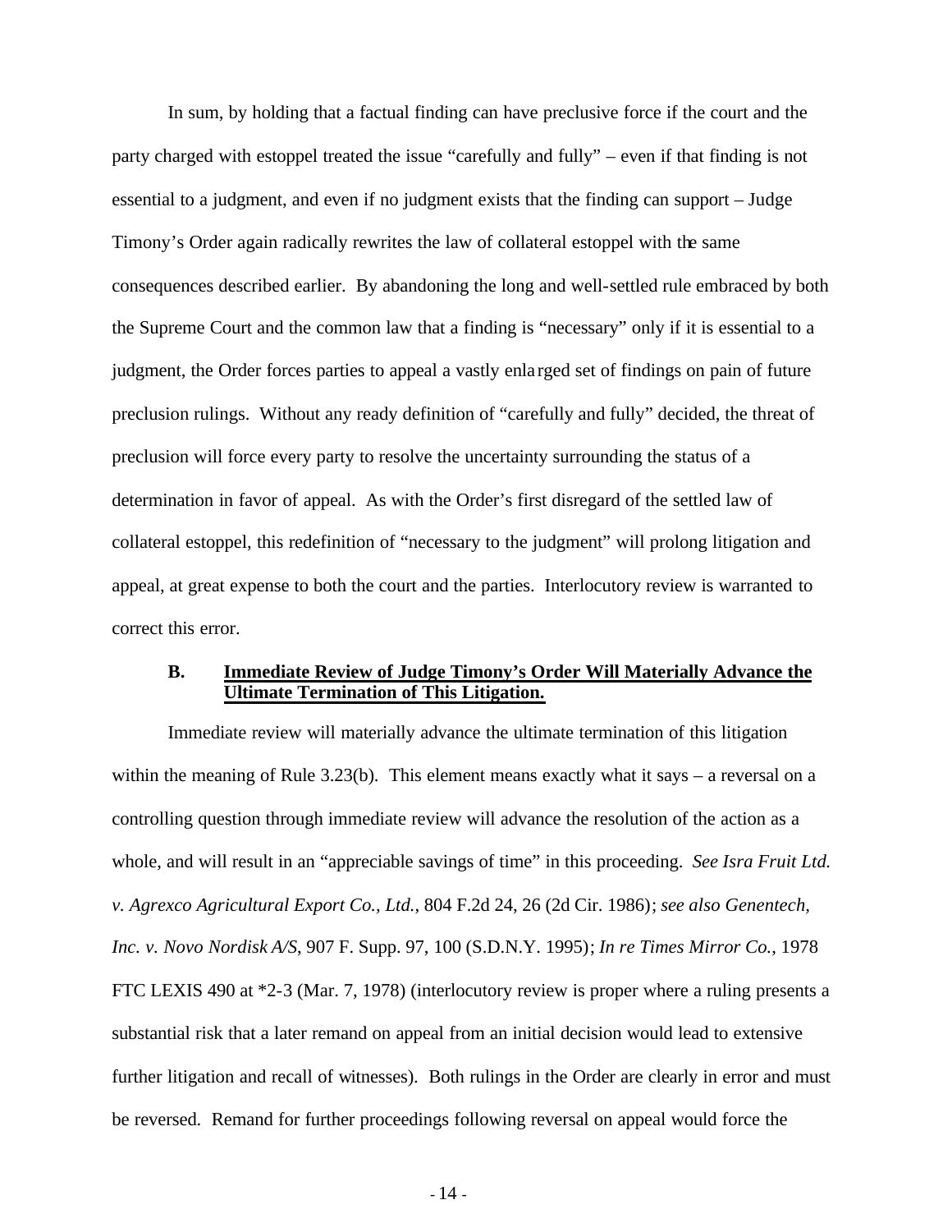In sum, by holding that a factual finding can have preclusive force if the court and the party charged with estoppel treated the issue "carefully and fully" – even if that finding is not essential to a judgment, and even if no judgment exists that the finding can support – Judge Timony's Order again radically rewrites the law of collateral estoppel with the same consequences described earlier. By abandoning the long and well-settled rule embraced by both the Supreme Court and the common law that a finding is "necessary" only if it is essential to a judgment, the Order forces parties to appeal a vastly enlarged set of findings on pain of future preclusion rulings. Without any ready definition of "carefully and fully" decided, the threat of preclusion will force every party to resolve the uncertainty surrounding the status of a determination in favor of appeal. As with the Order's first disregard of the settled law of collateral estoppel, this redefinition of "necessary to the judgment" will prolong litigation and appeal, at great expense to both the court and the parties. Interlocutory review is warranted to correct this error.

### B. Immediate Review of Judge Timony's Order Will Materially Advance the Ultimate Termination of This Litigation.

Immediate review will materially advance the ultimate termination of this litigation within the meaning of Rule 3.23(b). This element means exactly what it says – a reversal on a controlling question through immediate review will advance the resolution of the action as a whole, and will result in an "appreciable savings of time" in this proceeding. *See Isra Fruit Ltd. v. Agrexco Agricultural Export Co., Ltd.*, 804 F.2d 24, 26 (2d Cir. 1986); *see also Genentech, Inc. v. Novo Nordisk A/S*, 907 F. Supp. 97, 100 (S.D.N.Y. 1995); *In re Times Mirror Co.*, 1978 FTC LEXIS 490 at *2-3 (Mar. 7, 1978) (interlocutory review is proper where a ruling presents a substantial risk that a later remand on appeal from an initial decision would lead to extensive further litigation and recall of witnesses). Both rulings in the Order are clearly in error and must be reversed. Remand for further proceedings following reversal on appeal would force the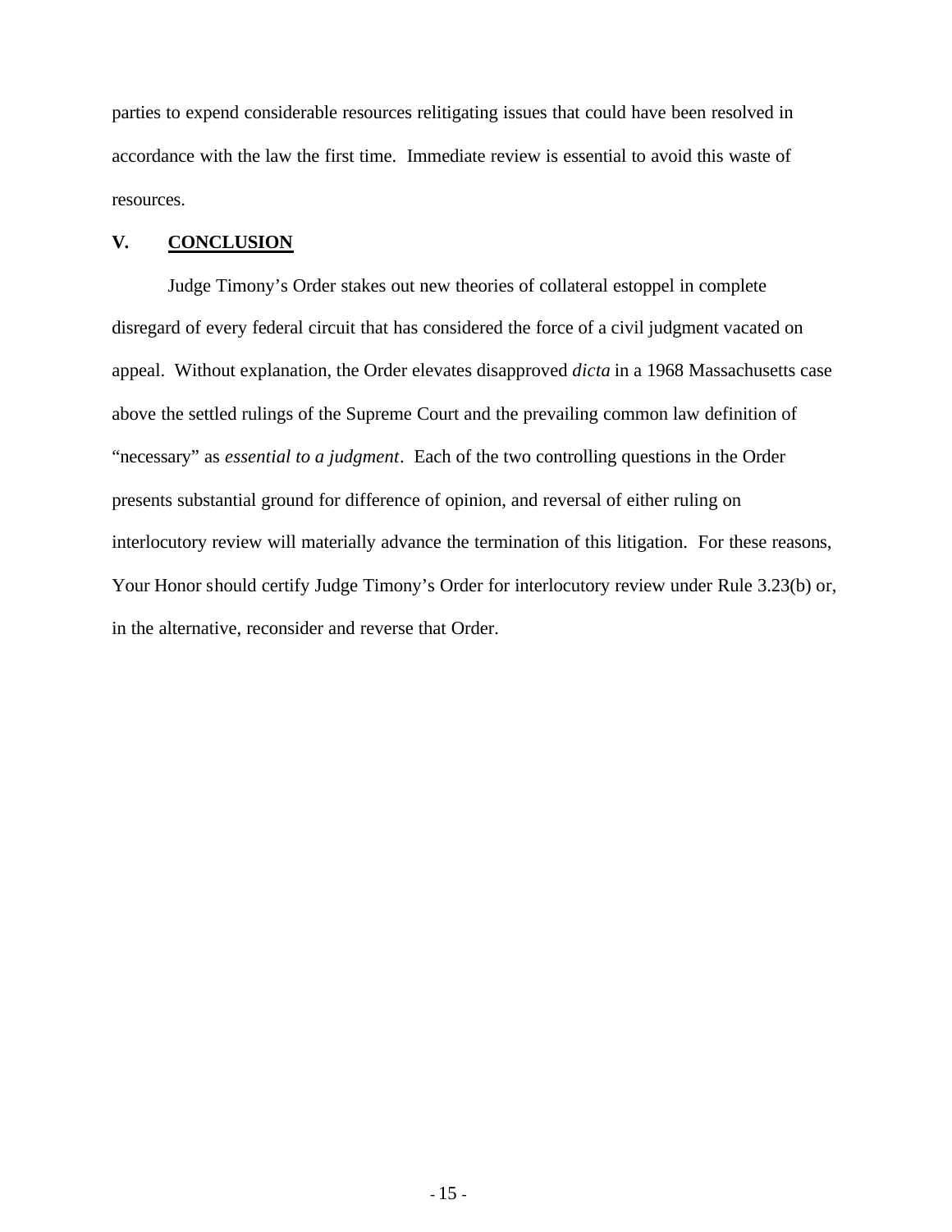parties to expend considerable resources relitigating issues that could have been resolved in accordance with the law the first time. Immediate review is essential to avoid this waste of resources.

## V. CONCLUSION

Judge Timony's Order stakes out new theories of collateral estoppel in complete disregard of every federal circuit that has considered the force of a civil judgment vacated on appeal. Without explanation, the Order elevates disapproved *dicta* in a 1968 Massachusetts case above the settled rulings of the Supreme Court and the prevailing common law definition of "necessary" as *essential to a judgment*. Each of the two controlling questions in the Order presents substantial ground for difference of opinion, and reversal of either ruling on interlocutory review will materially advance the termination of this litigation. For these reasons, Your Honor should certify Judge Timony's Order for interlocutory review under Rule 3.23(b) or, in the alternative, reconsider and reverse that Order.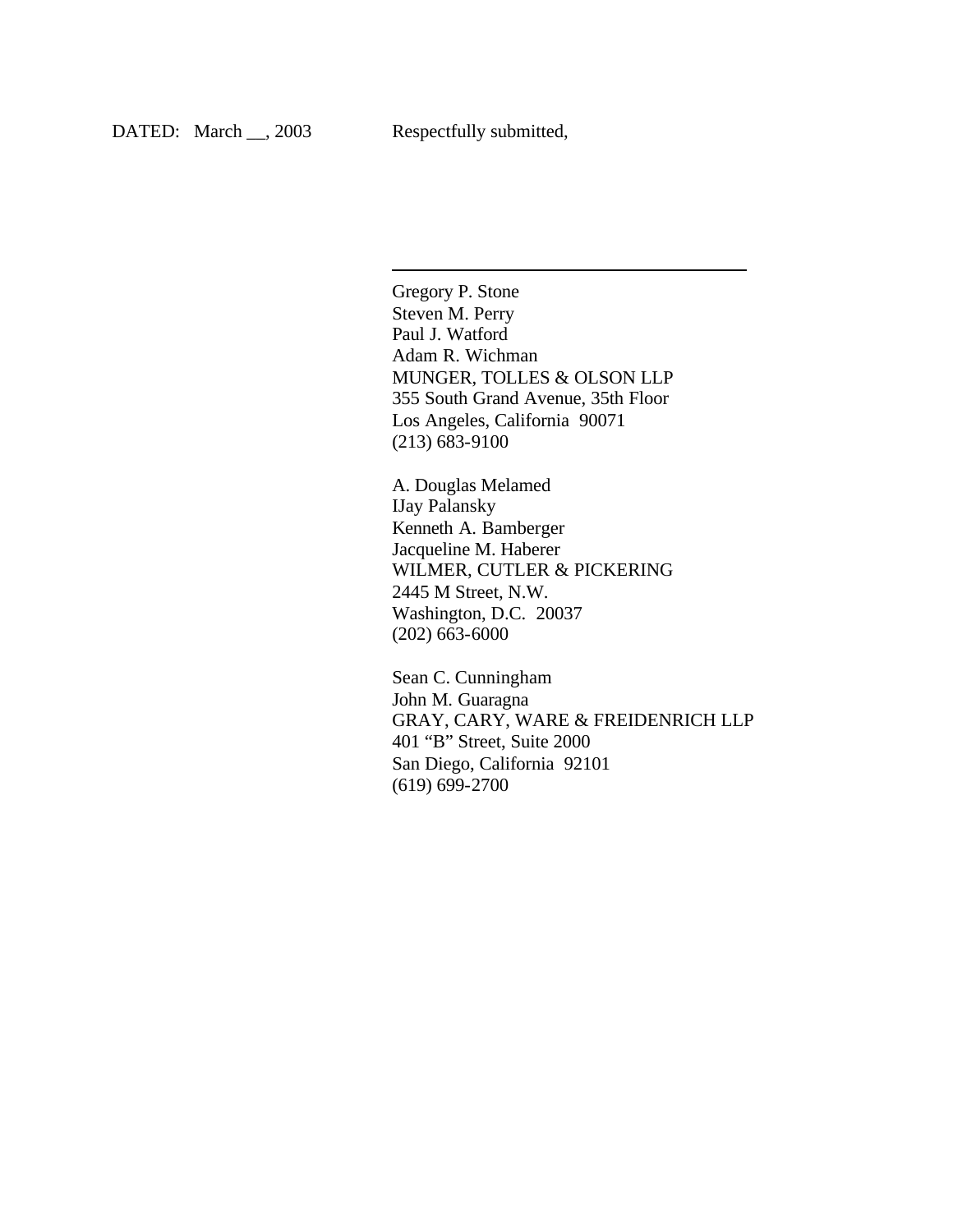DATED: March __, 2003 Respectfully submitted,

\_\_\_\_\_\_\_\_\_\_\_\_\_\_\_\_\_\_\_\_\_\_\_\_\_\_\_\_\_\_\_\_\_\_\_\_\_\_\_\_

Gregory P. Stone  
Steven M. Perry  
Paul J. Watford  
Adam R. Wichman  
MUNGER, TOLLES & OLSON LLP  
355 South Grand Avenue, 35th Floor  
Los Angeles, California 90071  
(213) 683-9100

A. Douglas Melamed  
IJay Palansky  
Kenneth A. Bamberger  
Jacqueline M. Haberer  
WILMER, CUTLER & PICKERING  
2445 M Street, N.W.  
Washington, D.C. 20037  
(202) 663-6000

Sean C. Cunningham  
John M. Guaragna  
GRAY, CARY, WARE & FREIDENRICH LLP  
401 "B" Street, Suite 2000  
San Diego, California 92101  
(619) 699-2700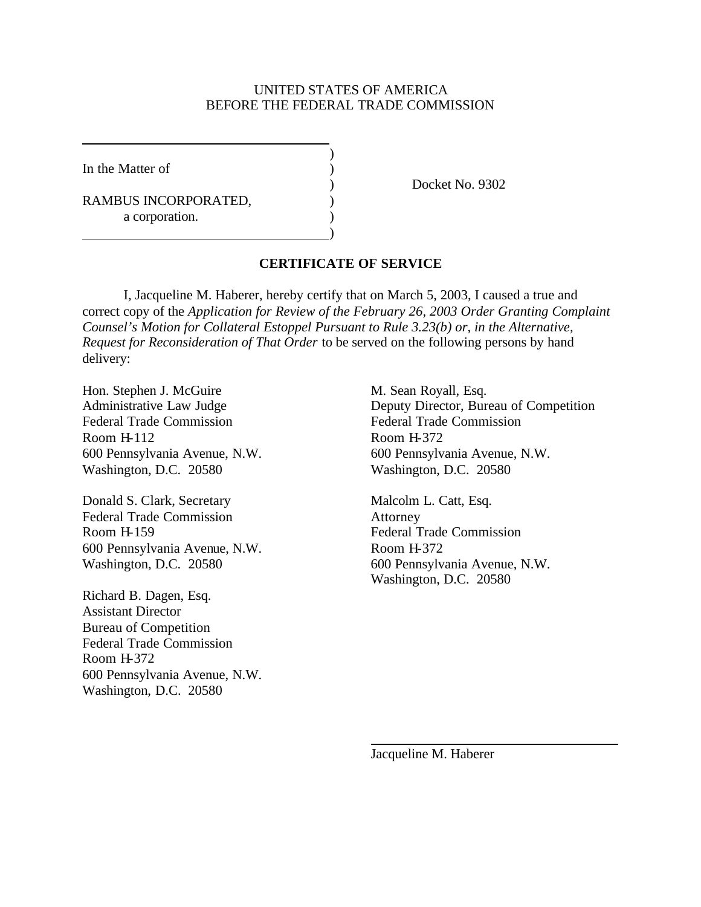UNITED STATES OF AMERICA
BEFORE THE FEDERAL TRADE COMMISSION

| | | |
|---|---|---|
| In the Matter of | ) | Docket No. 9302 |
| RAMBUS INCORPORATED, a corporation. | ) | |

## CERTIFICATE OF SERVICE

I, Jacqueline M. Haberer, hereby certify that on March 5, 2003, I caused a true and correct copy of the *Application for Review of the February 26, 2003 Order Granting Complaint Counsel's Motion for Collateral Estoppel Pursuant to Rule 3.23(b) or, in the Alternative, Request for Reconsideration of That Order* to be served on the following persons by hand delivery:

Hon. Stephen J. McGuire
Administrative Law Judge
Federal Trade Commission
Room H-112
600 Pennsylvania Avenue, N.W.
Washington, D.C. 20580

Donald S. Clark, Secretary
Federal Trade Commission
Room H-159
600 Pennsylvania Avenue, N.W.
Washington, D.C. 20580

Richard B. Dagen, Esq.
Assistant Director
Bureau of Competition
Federal Trade Commission
Room H-372
600 Pennsylvania Avenue, N.W.
Washington, D.C. 20580

M. Sean Royall, Esq.
Deputy Director, Bureau of Competition
Federal Trade Commission
Room H-372
600 Pennsylvania Avenue, N.W.
Washington, D.C. 20580

Malcolm L. Catt, Esq.
Attorney
Federal Trade Commission
Room H-372
600 Pennsylvania Avenue, N.W.
Washington, D.C. 20580

Jacqueline M. Haberer